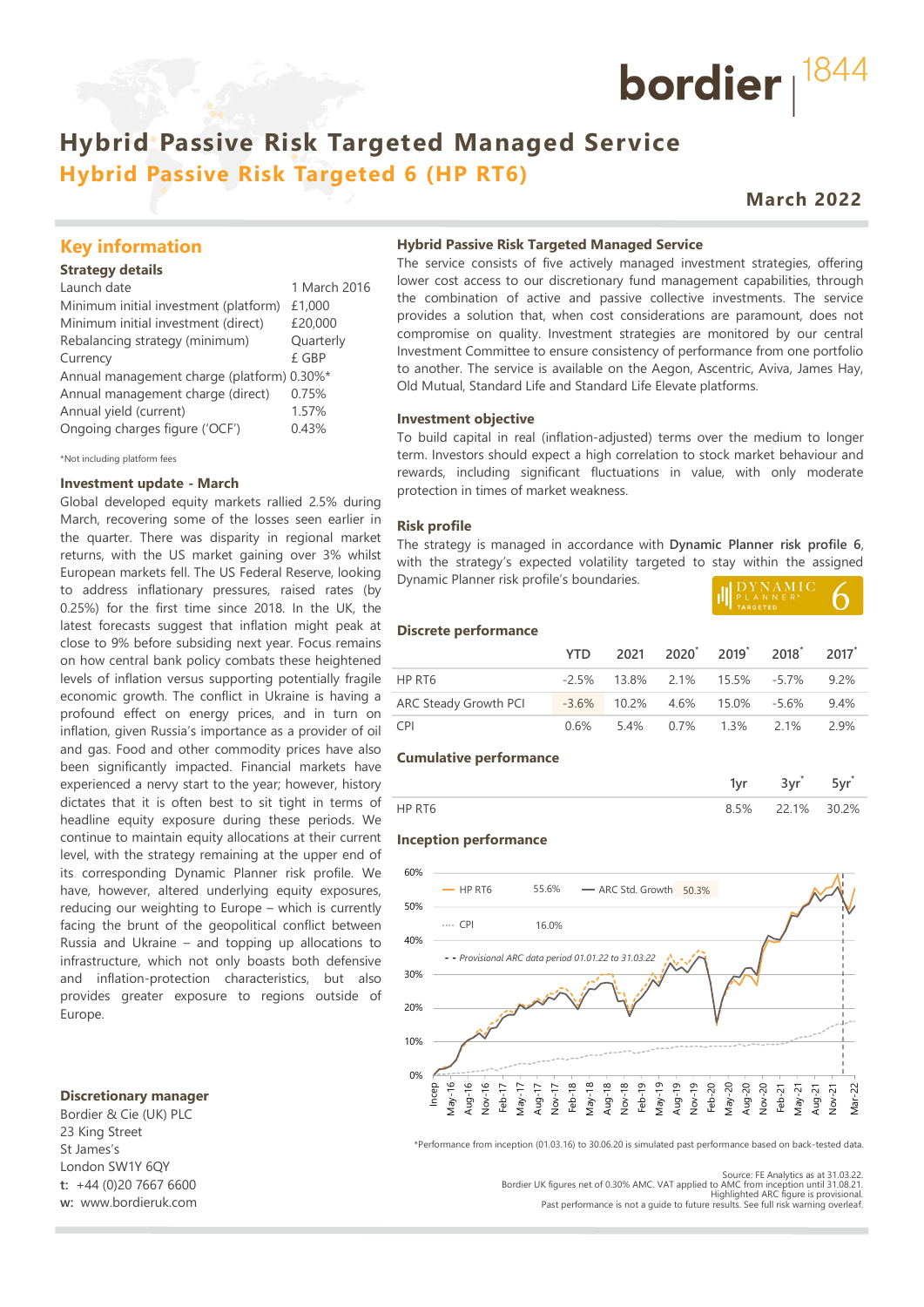# Hybrid Passive Risk Targeted Managed Service

## Hybrid Passive Risk Targeted 6 (HP RT6)

**March 2022**

## Key information

### Strategy details

| | |
|---|---|
| Launch date | 1 March 2016 |
| Minimum initial investment (platform) | £1,000 |
| Minimum initial investment (direct) | £20,000 |
| Rebalancing strategy (minimum) | Quarterly |
| Currency | £ GBP |
| Annual management charge (platform) | 0.30%* |
| Annual management charge (direct) | 0.75% |
| Annual yield (current) | 1.57% |
| Ongoing charges figure ('OCF') | 0.43% |

*Not including platform fees

### Investment update - March

Global developed equity markets rallied 2.5% during March, recovering some of the losses seen earlier in the quarter. There was disparity in regional market returns, with the US market gaining over 3% whilst European markets fell. The US Federal Reserve, looking to address inflationary pressures, raised rates (by 0.25%) for the first time since 2018. In the UK, the latest forecasts suggest that inflation might peak at close to 9% before subsiding next year. Focus remains on how central bank policy combats these heightened levels of inflation versus supporting potentially fragile economic growth. The conflict in Ukraine is having a profound effect on energy prices, and in turn on inflation, given Russia's importance as a provider of oil and gas. Food and other commodity prices have also been significantly impacted. Financial markets have experienced a nervy start to the year; however, history dictates that it is often best to sit tight in terms of headline equity exposure during these periods. We continue to maintain equity allocations at their current level, with the strategy remaining at the upper end of its corresponding Dynamic Planner risk profile. We have, however, altered underlying equity exposures, reducing our weighting to Europe – which is currently facing the brunt of the geopolitical conflict between Russia and Ukraine – and topping up allocations to infrastructure, which not only boasts both defensive and inflation-protection characteristics, but also provides greater exposure to regions outside of Europe.

### Discretionary manager

Bordier & Cie (UK) PLC
23 King Street
St James's
London SW1Y 6QY
**t:** +44 (0)20 7667 6600
**w:** www.bordieruk.com

### Hybrid Passive Risk Targeted Managed Service

The service consists of five actively managed investment strategies, offering lower cost access to our discretionary fund management capabilities, through the combination of active and passive collective investments. The service provides a solution that, when cost considerations are paramount, does not compromise on quality. Investment strategies are monitored by our central Investment Committee to ensure consistency of performance from one portfolio to another. The service is available on the Aegon, Ascentric, Aviva, James Hay, Old Mutual, Standard Life and Standard Life Elevate platforms.

### Investment objective

To build capital in real (inflation-adjusted) terms over the medium to longer term. Investors should expect a high correlation to stock market behaviour and rewards, including significant fluctuations in value, with only moderate protection in times of market weakness.

### Risk profile

The strategy is managed in accordance with **Dynamic Planner risk profile 6**, with the strategy's expected volatility targeted to stay within the assigned Dynamic Planner risk profile's boundaries.

DYNAMIC PLANNER® TARGETED 6

### Discrete performance

| | YTD | 2021 | 2020* | 2019* | 2018* | 2017* |
|---|---|---|---|---|---|---|
| HP RT6 | -2.5% | 13.8% | 2.1% | 15.5% | -5.7% | 9.2% |
| ARC Steady Growth PCI | -3.6% | 10.2% | 4.6% | 15.0% | -5.6% | 9.4% |
| CPI | 0.6% | 5.4% | 0.7% | 1.3% | 2.1% | 2.9% |

### Cumulative performance

| | 1yr | 3yr* | 5yr* |
|---|---|---|---|
| HP RT6 | 8.5% | 22.1% | 30.2% |

### Inception performance

HP RT6 55.6% — ARC Std. Growth 50.3% — CPI 16.0%

Provisional ARC data period 01.01.22 to 31.03.22

*Performance from inception (01.03.16) to 30.06.20 is simulated past performance based on back-tested data.

Source: FE Analytics as at 31.03.22.
Bordier UK figures net of 0.30% AMC. VAT applied to AMC from inception until 31.08.21.
Highlighted ARC figure is provisional.
Past performance is not a guide to future results. See full risk warning overleaf.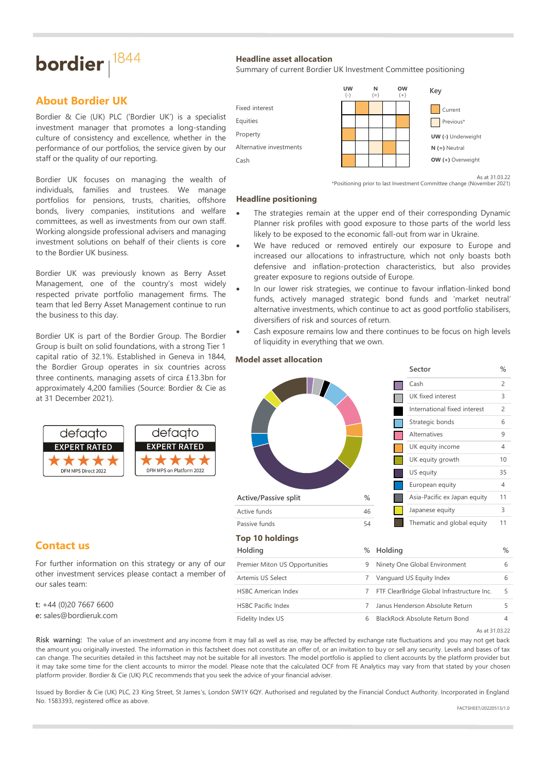# bordier 1844

## About Bordier UK

Bordier & Cie (UK) PLC ('Bordier UK') is a specialist investment manager that promotes a long-standing culture of consistency and excellence, whether in the performance of our portfolios, the service given by our staff or the quality of our reporting.

Bordier UK focuses on managing the wealth of individuals, families and trustees. We manage portfolios for pensions, trusts, charities, offshore bonds, livery companies, institutions and welfare committees, as well as investments from our own staff. Working alongside professional advisers and managing investment solutions on behalf of their clients is core to the Bordier UK business.

Bordier UK was previously known as Berry Asset Management, one of the country's most widely respected private portfolio management firms. The team that led Berry Asset Management continue to run the business to this day.

Bordier UK is part of the Bordier Group. The Bordier Group is built on solid foundations, with a strong Tier 1 capital ratio of 32.1%. Established in Geneva in 1844, the Bordier Group operates in six countries across three continents, managing assets of circa £13.3bn for approximately 4,200 families (Source: Bordier & Cie as at 31 December 2021).

defaqto EXPERT RATED ★★★★★ DFM MPS Direct 2022

defaqto EXPERT RATED ★★★★★ DFM MPS on Platform 2022

## Contact us

For further information on this strategy or any of our other investment services please contact a member of our sales team:

**t:** +44 (0)20 7667 6600
**e:** sales@bordieruk.com

### Headline asset allocation

Summary of current Bordier UK Investment Committee positioning

UW (-) N (=) OW (+)

Fixed interest
Equities
Property
Alternative investments
Cash

Key: Current, Previous*
**UW (-)** Underweight
**N (=)** Neutral
**OW (+)** Overweight

As at 31.03.22
*Positioning prior to last Investment Committee change (November 2021)

### Headline positioning

- The strategies remain at the upper end of their corresponding Dynamic Planner risk profiles with good exposure to those parts of the world less likely to be exposed to the economic fall-out from war in Ukraine.
- We have reduced or removed entirely our exposure to Europe and increased our allocations to infrastructure, which not only boasts both defensive and inflation-protection characteristics, but also provides greater exposure to regions outside of Europe.
- In our lower risk strategies, we continue to favour inflation-linked bond funds, actively managed strategic bond funds and 'market neutral' alternative investments, which continue to act as good portfolio stabilisers, diversifiers of risk and sources of return.
- Cash exposure remains low and there continues to be focus on high levels of liquidity in everything that we own.

### Model asset allocation

| Sector | % |
|---|---|
| Cash | 2 |
| UK fixed interest | 3 |
| International fixed interest | 2 |
| Strategic bonds | 6 |
| Alternatives | 9 |
| UK equity income | 4 |
| UK equity growth | 10 |
| US equity | 35 |
| European equity | 4 |
| Asia-Pacific ex Japan equity | 11 |
| Japanese equity | 3 |
| Thematic and global equity | 11 |

| Active/Passive split | % |
|---|---|
| Active funds | 46 |
| Passive funds | 54 |

### Top 10 holdings

| Holding | % | Holding | % |
|---|---|---|---|
| Premier Miton US Opportunities | 9 | Ninety One Global Environment | 6 |
| Artemis US Select | 7 | Vanguard US Equity Index | 6 |
| HSBC American Index | 7 | FTF ClearBridge Global Infrastructure Inc. | 5 |
| HSBC Pacific Index | 7 | Janus Henderson Absolute Return | 5 |
| Fidelity Index US | 6 | BlackRock Absolute Return Bond | 4 |

As at 31.03.22

**Risk warning:** The value of an investment and any income from it may fall as well as rise, may be affected by exchange rate fluctuations and you may not get back the amount you originally invested. The information in this factsheet does not constitute an offer of, or an invitation to buy or sell any security. Levels and bases of tax can change. The securities detailed in this factsheet may not be suitable for all investors. The model portfolio is applied to client accounts by the platform provider but it may take some time for the client accounts to mirror the model. Please note that the calculated OCF from FE Analytics may vary from that stated by your chosen platform provider. Bordier & Cie (UK) PLC recommends that you seek the advice of your financial adviser.

Issued by Bordier & Cie (UK) PLC, 23 King Street, St James's, London SW1Y 6QY. Authorised and regulated by the Financial Conduct Authority. Incorporated in England No. 1583393, registered office as above.

FACTSHEET/20220513/1.0